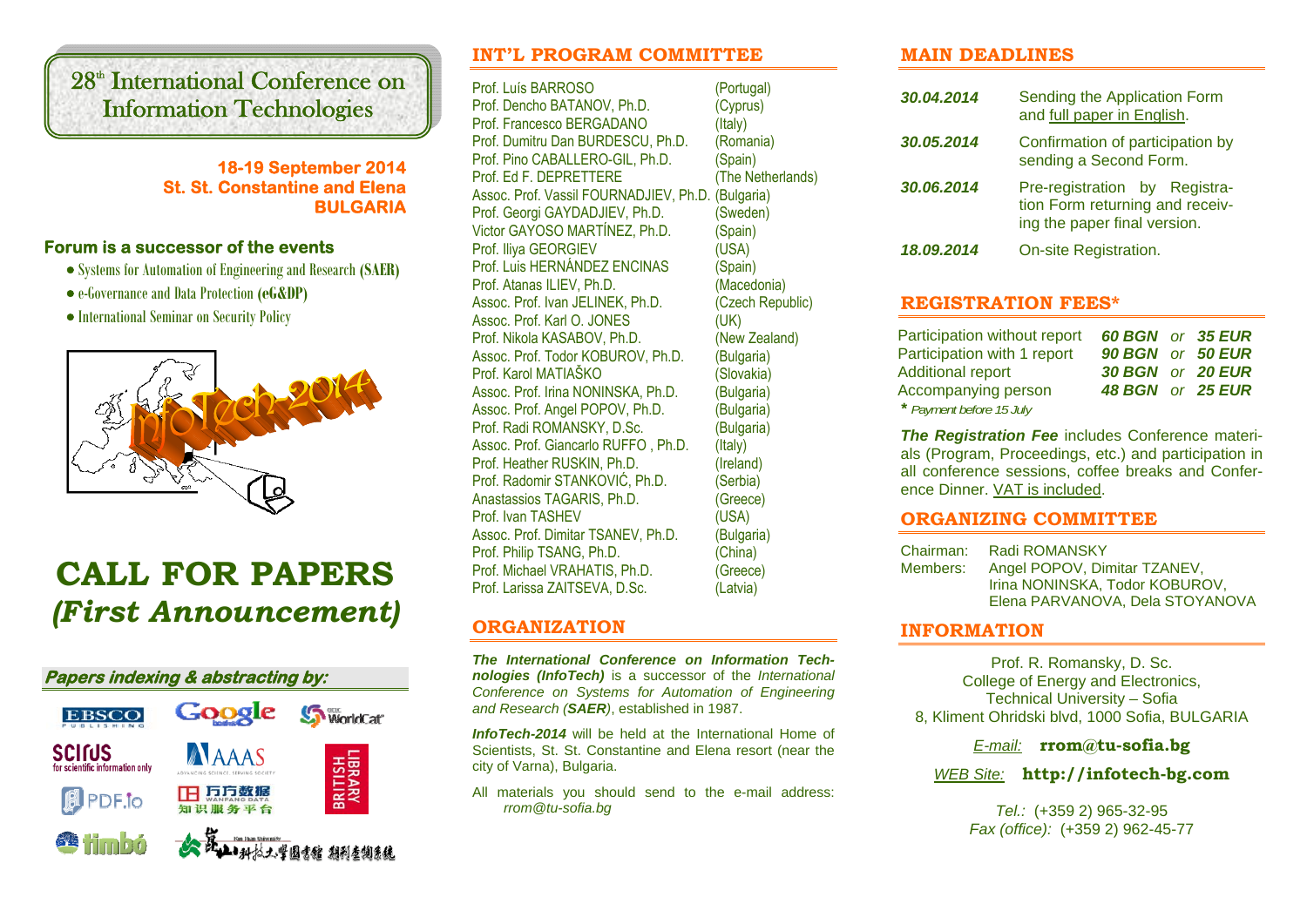# 28th International Conference on Information Technologies

**18-19 September 2014**
**St. St. Constantine and Elena**
**BULGARIA**

### Forum is a successor of the events

- Systems for Automation of Engineering and Research **(SAER)**
- e-Governance and Data Protection **(eG&DP)**
- International Seminar on Security Policy

# CALL FOR PAPERS
# *(First Announcement)*

***Papers indexing & abstracting by:***

EBSCO, Google books, WorldCat, SCIRUS, AAAS, British Library, PDF.io, 万方数据, timbó

## INT'L PROGRAM COMMITTEE

| Name | Country |
|---|---|
| Prof. Luís BARROSO | (Portugal) |
| Prof. Dencho BATANOV, Ph.D. | (Cyprus) |
| Prof. Francesco BERGADANO | (Italy) |
| Prof. Dumitru Dan BURDESCU, Ph.D. | (Romania) |
| Prof. Pino CABALLERO-GIL, Ph.D. | (Spain) |
| Prof. Ed F. DEPRETTERE | (The Netherlands) |
| Assoc. Prof. Vassil FOURNADJIEV, Ph.D. | (Bulgaria) |
| Prof. Georgi GAYDADJIEV, Ph.D. | (Sweden) |
| Victor GAYOSO MARTÍNEZ, Ph.D. | (Spain) |
| Prof. Iliya GEORGIEV | (USA) |
| Prof. Luis HERNÁNDEZ ENCINAS | (Spain) |
| Prof. Atanas ILIEV, Ph.D. | (Macedonia) |
| Assoc. Prof. Ivan JELINEK, Ph.D. | (Czech Republic) |
| Assoc. Prof. Karl O. JONES | (UK) |
| Prof. Nikola KASABOV, Ph.D. | (New Zealand) |
| Assoc. Prof. Todor KOBUROV, Ph.D. | (Bulgaria) |
| Prof. Karol MATIAŠKO | (Slovakia) |
| Assoc. Prof. Irina NONINSKA, Ph.D. | (Bulgaria) |
| Assoc. Prof. Angel POPOV, Ph.D. | (Bulgaria) |
| Prof. Radi ROMANSKY, D.Sc. | (Bulgaria) |
| Assoc. Prof. Giancarlo RUFFO , Ph.D. | (Italy) |
| Prof. Heather RUSKIN, Ph.D. | (Ireland) |
| Prof. Radomir STANKOVIĆ, Ph.D. | (Serbia) |
| Anastassios TAGARIS, Ph.D. | (Greece) |
| Prof. Ivan TASHEV | (USA) |
| Assoc. Prof. Dimitar TSANEV, Ph.D. | (Bulgaria) |
| Prof. Philip TSANG, Ph.D. | (China) |
| Prof. Michael VRAHATIS, Ph.D. | (Greece) |
| Prof. Larissa ZAITSEVA, D.Sc. | (Latvia) |

## ORGANIZATION

***The International Conference on Information Technologies (InfoTech)*** is a successor of the *International Conference on Systems for Automation of Engineering and Research (**SAER**)*, established in 1987.

***InfoTech-2014*** will be held at the International Home of Scientists, St. St. Constantine and Elena resort (near the city of Varna), Bulgaria.

All materials you should send to the e-mail address: *rrom@tu-sofia.bg*

## MAIN DEADLINES

| Date | Deadline |
|---|---|
| ***30.04.2014*** | Sending the Application Form and full paper in English. |
| ***30.05.2014*** | Confirmation of participation by sending a Second Form. |
| ***30.06.2014*** | Pre-registration by Registration Form returning and receiving the paper final version. |
| ***18.09.2014*** | On-site Registration. |

## REGISTRATION FEES*

| Item | BGN | | EUR |
|---|---|---|---|
| Participation without report | ***60 BGN*** | *or* | ***35 EUR*** |
| Participation with 1 report | ***90 BGN*** | *or* | ***50 EUR*** |
| Additional report | ***30 BGN*** | *or* | ***20 EUR*** |
| Accompanying person | ***48 BGN*** | *or* | ***25 EUR*** |

*\* Payment before 15 July*

***The Registration Fee*** includes Conference materials (Program, Proceedings, etc.) and participation in all conference sessions, coffee breaks and Conference Dinner. VAT is included.

## ORGANIZING COMMITTEE

Chairman: Radi ROMANSKY

Members: Angel POPOV, Dimitar TZANEV, Irina NONINSKA, Todor KOBUROV, Elena PARVANOVA, Dela STOYANOVA

## INFORMATION

Prof. R. Romansky, D. Sc.
College of Energy and Electronics,
Technical University – Sofia
8, Kliment Ohridski blvd, 1000 Sofia, BULGARIA

*E-mail:* **rrom@tu-sofia.bg**

*WEB Site:* **http://infotech-bg.com**

*Tel.:* (+359 2) 965-32-95
*Fax (office):* (+359 2) 962-45-77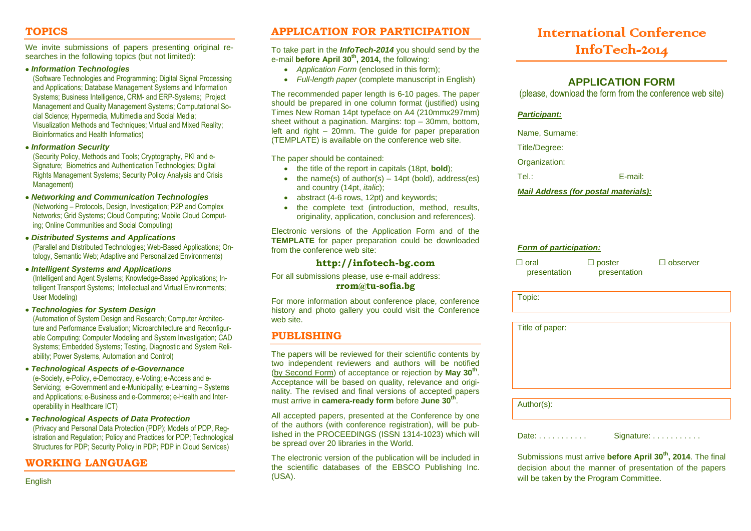## TOPICS

We invite submissions of papers presenting original researches in the following topics (but not limited):

- ***Information Technologies***
  (Software Technologies and Programming; Digital Signal Processing and Applications; Database Management Systems and Information Systems; Business Intelligence, CRM- and ERP-Systems; Project Management and Quality Management Systems; Computational Social Science; Hypermedia, Multimedia and Social Media; Visualization Methods and Techniques; Virtual and Mixed Reality; Bioinformatics and Health Informatics)
- ***Information Security***
  (Security Policy, Methods and Tools; Cryptography, PKI and e-Signature; Biometrics and Authentication Technologies; Digital Rights Management Systems; Security Policy Analysis and Crisis Management)
- ***Networking and Communication Technologies***
  (Networking – Protocols, Design, Investigation; P2P and Complex Networks; Grid Systems; Cloud Computing; Mobile Cloud Computing; Online Communities and Social Computing)
- ***Distributed Systems and Applications***
  (Parallel and Distributed Technologies; Web-Based Applications; Ontology, Semantic Web; Adaptive and Personalized Environments)
- ***Intelligent Systems and Applications***
  (Intelligent and Agent Systems; Knowledge-Based Applications; Intelligent Transport Systems; Intellectual and Virtual Environments; User Modeling)
- ***Technologies for System Design***
  (Automation of System Design and Research; Computer Architecture and Performance Evaluation; Microarchitecture and Reconfigurable Computing; Computer Modeling and System Investigation; CAD Systems; Embedded Systems; Testing, Diagnostic and System Reliability; Power Systems, Automation and Control)
- ***Technological Aspects of e-Governance***
  (e-Society, e-Policy, e-Democracy, e-Voting; e-Access and e-Servicing; e-Government and e-Municipality; e-Learning – Systems and Applications; e-Business and e-Commerce; e-Health and Interoperability in Healthcare ICT)
- ***Technological Aspects of Data Protection***
  (Privacy and Personal Data Protection (PDP); Models of PDP, Registration and Regulation; Policy and Practices for PDP; Technological Structures for PDP; Security Policy in PDP; PDP in Cloud Services)

## WORKING LANGUAGE

English

## APPLICATION FOR PARTICIPATION

To take part in the ***InfoTech-2014*** you should send by the e-mail **before April 30th, 2014,** the following:

- *Application Form* (enclosed in this form);
- *Full-length paper* (complete manuscript in English)

The recommended paper length is 6-10 pages. The paper should be prepared in one column format (justified) using Times New Roman 14pt typeface on A4 (210mmx297mm) sheet without a pagination. Margins: top – 30mm, bottom, left and right – 20mm. The guide for paper preparation (TEMPLATE) is available on the conference web site.

The paper should be contained:

- the title of the report in capitals (18pt, **bold**);
- the name(s) of author(s) – 14pt (bold), address(es) and country (14pt, *italic*);
- abstract (4-6 rows, 12pt) and keywords;
- the complete text (introduction, method, results, originality, application, conclusion and references).

Electronic versions of the Application Form and of the **TEMPLATE** for paper preparation could be downloaded from the conference web site:

**http://infotech-bg.com**

For all submissions please, use e-mail address:
**rrom@tu-sofia.bg**

For more information about conference place, conference history and photo gallery you could visit the Conference web site.

## PUBLISHING

The papers will be reviewed for their scientific contents by two independent reviewers and authors will be notified (by Second Form) of acceptance or rejection by **May 30th**. Acceptance will be based on quality, relevance and originality. The revised and final versions of accepted papers must arrive in **camera-ready form** before **June 30th**.

All accepted papers, presented at the Conference by one of the authors (with conference registration), will be published in the PROCEEDINGS (ISSN 1314-1023) which will be spread over 20 libraries in the World.

The electronic version of the publication will be included in the scientific databases of the EBSCO Publishing Inc. (USA).

# International Conference InfoTech-2014

## APPLICATION FORM

(please, download the form from the conference web site)

***Participant:***

Name, Surname:

Title/Degree:

Organization:

Tel.: E-mail:

***Mail Address (for postal materials):***

***Form of participation:***

☐ oral presentation ☐ poster presentation ☐ observer

Topic:

Title of paper:

Author(s):

Date: . . . . . . . . . . . Signature: . . . . . . . . . . .

Submissions must arrive **before April 30th, 2014**. The final decision about the manner of presentation of the papers will be taken by the Program Committee.